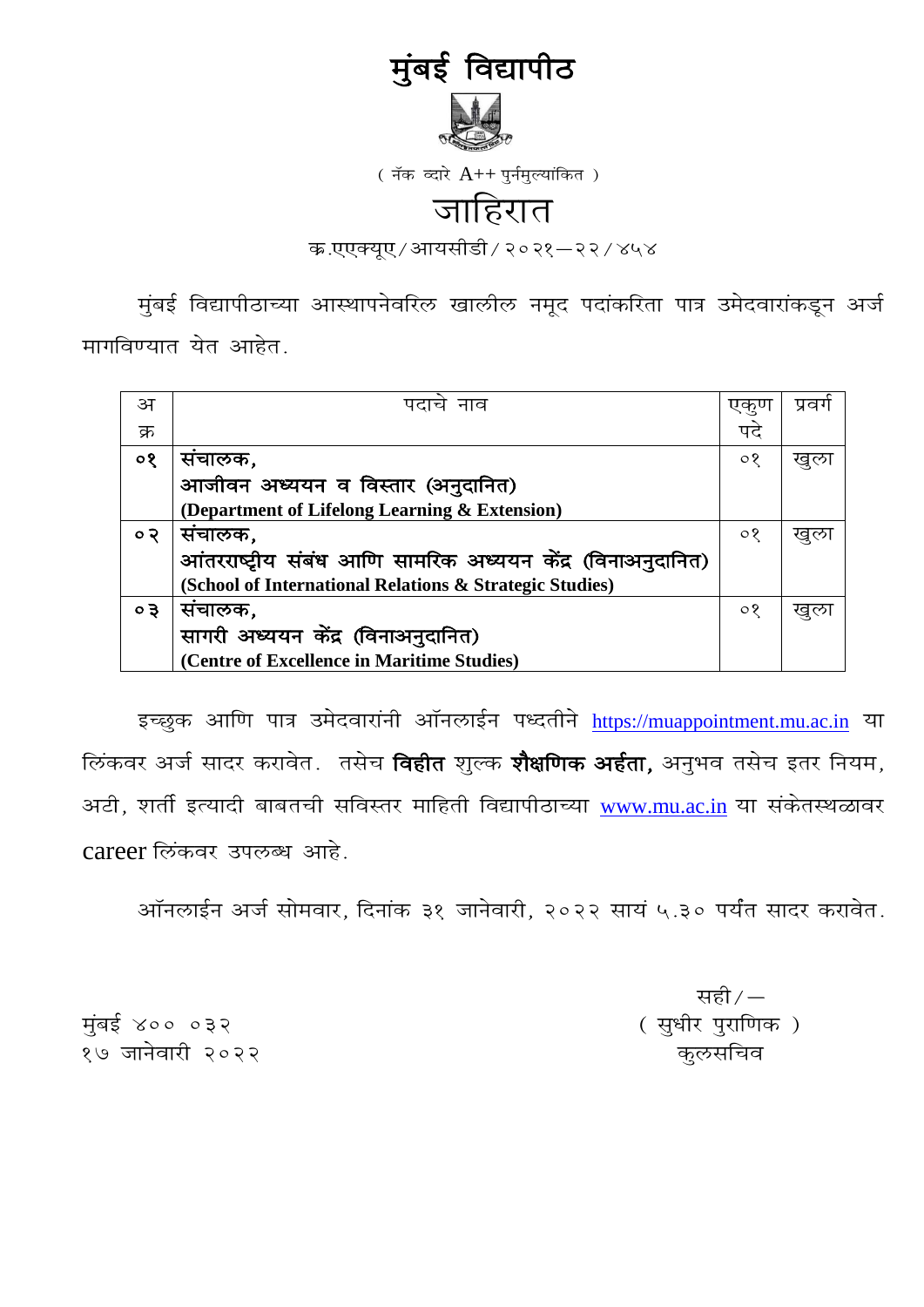# मुंबई विद्यापीठ

( नॅक व्दारे A++ पुर्नमुल्यांकित )

## जाहिरात

क्र.एएक्यूए/आयसीडी/२०२१—२२/४५४

मुंबई विद्यापीठाच्या आस्थापनेवरिल खालील नमूद पदांकरिता पात्र उमेदवारांकडून अर्ज मागविण्यात येत आहेत.

| अ क्र | पदाचे नाव | एकुण पदे | प्रवर्ग |
|---|---|---|---|
| ०१ | **संचालक,**<br>**आजीवन अध्ययन व विस्तार (अनुदानित)**<br>**(Department of Lifelong Learning & Extension)** | ०१ | खुला |
| ०२ | **संचालक,**<br>**आंतरराष्ट्रीय संबंध आणि सामरिक अध्ययन केंद्र (विनाअनुदानित)**<br>**(School of International Relations & Strategic Studies)** | ०१ | खुला |
| ०३ | **संचालक,**<br>**सागरी अध्ययन केंद्र (विनाअनुदानित)**<br>**(Centre of Excellence in Maritime Studies)** | ०१ | खुला |

इच्छुक आणि पात्र उमेदवारांनी ऑनलाईन पध्दतीने https://muappointment.mu.ac.in या लिंकवर अर्ज सादर करावेत. तसेच **विहीत** शुल्क **शैक्षणिक अर्हता,** अनुभव तसेच इतर नियम, अटी, शर्ती इत्यादी बाबतची सविस्तर माहिती विद्यापीठाच्या www.mu.ac.in या संकेतस्थळावर career लिंकवर उपलब्ध आहे.

ऑनलाईन अर्ज सोमवार, दिनांक ३१ जानेवारी, २०२२ सायं ५.३० पर्यंत सादर करावेत.

सही/—
( सुधीर पुराणिक )
कुलसचिव

मुंबई ४०० ०३२
१७ जानेवारी २०२२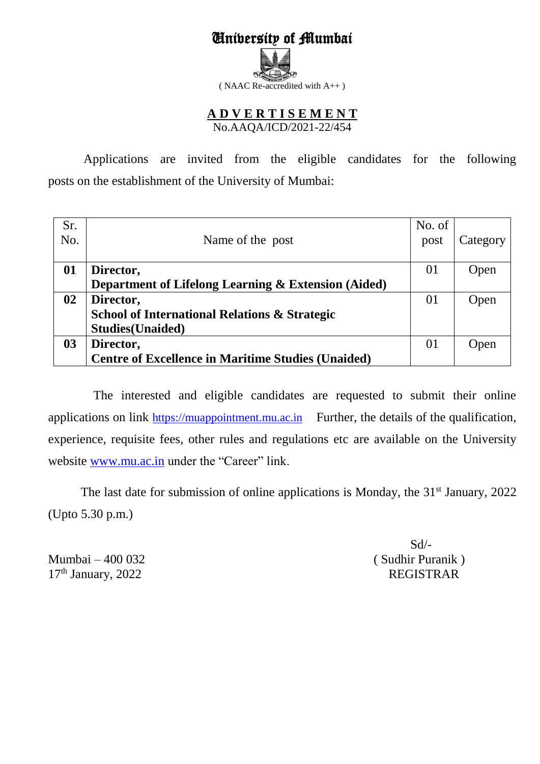# University of Mumbai

( NAAC Re-accredited with A++ )

## ADVERTISEMENT

No.AAQA/ICD/2021-22/454

Applications are invited from the eligible candidates for the following posts on the establishment of the University of Mumbai:

| Sr. No. | Name of the post | No. of post | Category |
|---|---|---|---|
| **01** | **Director, Department of Lifelong Learning & Extension (Aided)** | 01 | Open |
| **02** | **Director, School of International Relations & Strategic Studies(Unaided)** | 01 | Open |
| **03** | **Director, Centre of Excellence in Maritime Studies (Unaided)** | 01 | Open |

The interested and eligible candidates are requested to submit their online applications on link https://muappointment.mu.ac.in Further, the details of the qualification, experience, requisite fees, other rules and regulations etc are available on the University website www.mu.ac.in under the "Career" link.

The last date for submission of online applications is Monday, the 31st January, 2022 (Upto 5.30 p.m.)

Mumbai – 400 032
17th January, 2022

Sd/-
( Sudhir Puranik )
REGISTRAR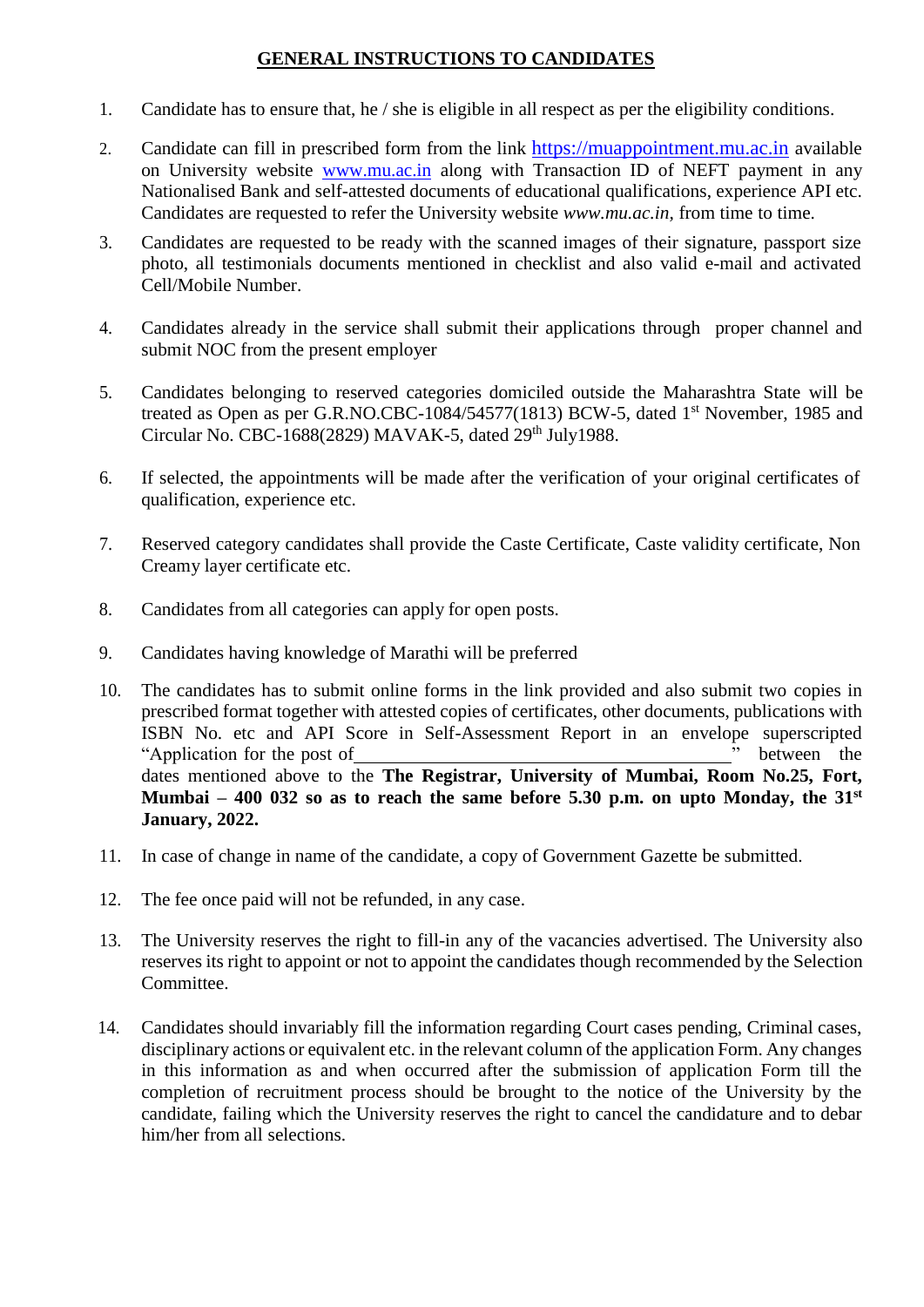## GENERAL INSTRUCTIONS TO CANDIDATES

1. Candidate has to ensure that, he / she is eligible in all respect as per the eligibility conditions.
2. Candidate can fill in prescribed form from the link https://muappointment.mu.ac.in available on University website www.mu.ac.in along with Transaction ID of NEFT payment in any Nationalised Bank and self-attested documents of educational qualifications, experience API etc. Candidates are requested to refer the University website *www.mu.ac.in,* from time to time.
3. Candidates are requested to be ready with the scanned images of their signature, passport size photo, all testimonials documents mentioned in checklist and also valid e-mail and activated Cell/Mobile Number.
4. Candidates already in the service shall submit their applications through proper channel and submit NOC from the present employer
5. Candidates belonging to reserved categories domiciled outside the Maharashtra State will be treated as Open as per G.R.NO.CBC-1084/54577(1813) BCW-5, dated 1st November, 1985 and Circular No. CBC-1688(2829) MAVAK-5, dated 29th July1988.
6. If selected, the appointments will be made after the verification of your original certificates of qualification, experience etc.
7. Reserved category candidates shall provide the Caste Certificate, Caste validity certificate, Non Creamy layer certificate etc.
8. Candidates from all categories can apply for open posts.
9. Candidates having knowledge of Marathi will be preferred
10. The candidates has to submit online forms in the link provided and also submit two copies in prescribed format together with attested copies of certificates, other documents, publications with ISBN No. etc and API Score in Self-Assessment Report in an envelope superscripted "Application for the post of\_\_\_\_\_\_\_\_\_\_\_\_\_\_\_\_\_\_\_\_\_\_\_\_\_\_\_\_\_\_\_\_\_\_\_\_\_\_" between the dates mentioned above to the **The Registrar, University of Mumbai, Room No.25, Fort, Mumbai – 400 032 so as to reach the same before 5.30 p.m. on upto Monday, the 31st January, 2022.**
11. In case of change in name of the candidate, a copy of Government Gazette be submitted.
12. The fee once paid will not be refunded, in any case.
13. The University reserves the right to fill-in any of the vacancies advertised. The University also reserves its right to appoint or not to appoint the candidates though recommended by the Selection Committee.
14. Candidates should invariably fill the information regarding Court cases pending, Criminal cases, disciplinary actions or equivalent etc. in the relevant column of the application Form. Any changes in this information as and when occurred after the submission of application Form till the completion of recruitment process should be brought to the notice of the University by the candidate, failing which the University reserves the right to cancel the candidature and to debar him/her from all selections.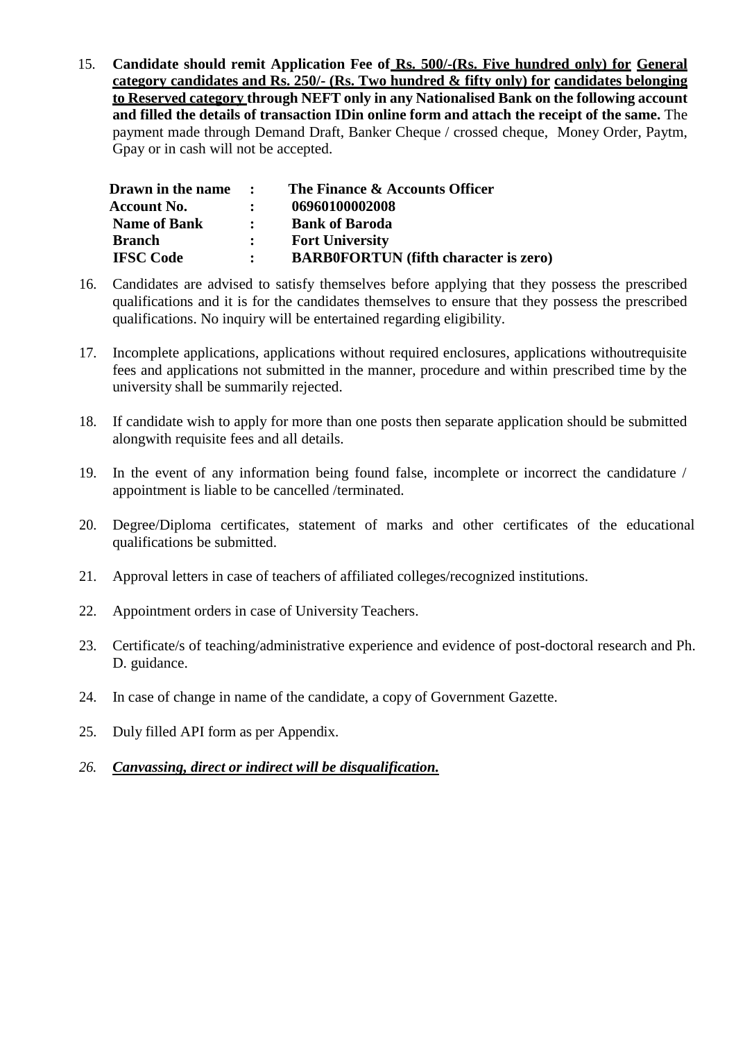15. **Candidate should remit Application Fee of Rs. 500/-(Rs. Five hundred only) for General category candidates and Rs. 250/- (Rs. Two hundred & fifty only) for candidates belonging to Reserved category through NEFT only in any Nationalised Bank on the following account and filled the details of transaction IDin online form and attach the receipt of the same.** The payment made through Demand Draft, Banker Cheque / crossed cheque, Money Order, Paytm, Gpay or in cash will not be accepted.

| | | |
|---|---|---|
| **Drawn in the name** | **:** | **The Finance & Accounts Officer** |
| **Account No.** | **:** | **06960100002008** |
| **Name of Bank** | **:** | **Bank of Baroda** |
| **Branch** | **:** | **Fort University** |
| **IFSC Code** | **:** | **BARB0FORTUN (fifth character is zero)** |

16. Candidates are advised to satisfy themselves before applying that they possess the prescribed qualifications and it is for the candidates themselves to ensure that they possess the prescribed qualifications. No inquiry will be entertained regarding eligibility.

17. Incomplete applications, applications without required enclosures, applications withoutrequisite fees and applications not submitted in the manner, procedure and within prescribed time by the university shall be summarily rejected.

18. If candidate wish to apply for more than one posts then separate application should be submitted alongwith requisite fees and all details.

19. In the event of any information being found false, incomplete or incorrect the candidature / appointment is liable to be cancelled /terminated.

20. Degree/Diploma certificates, statement of marks and other certificates of the educational qualifications be submitted.

21. Approval letters in case of teachers of affiliated colleges/recognized institutions.

22. Appointment orders in case of University Teachers.

23. Certificate/s of teaching/administrative experience and evidence of post-doctoral research and Ph. D. guidance.

24. In case of change in name of the candidate, a copy of Government Gazette.

25. Duly filled API form as per Appendix.

26. ***Canvassing, direct or indirect will be disqualification.***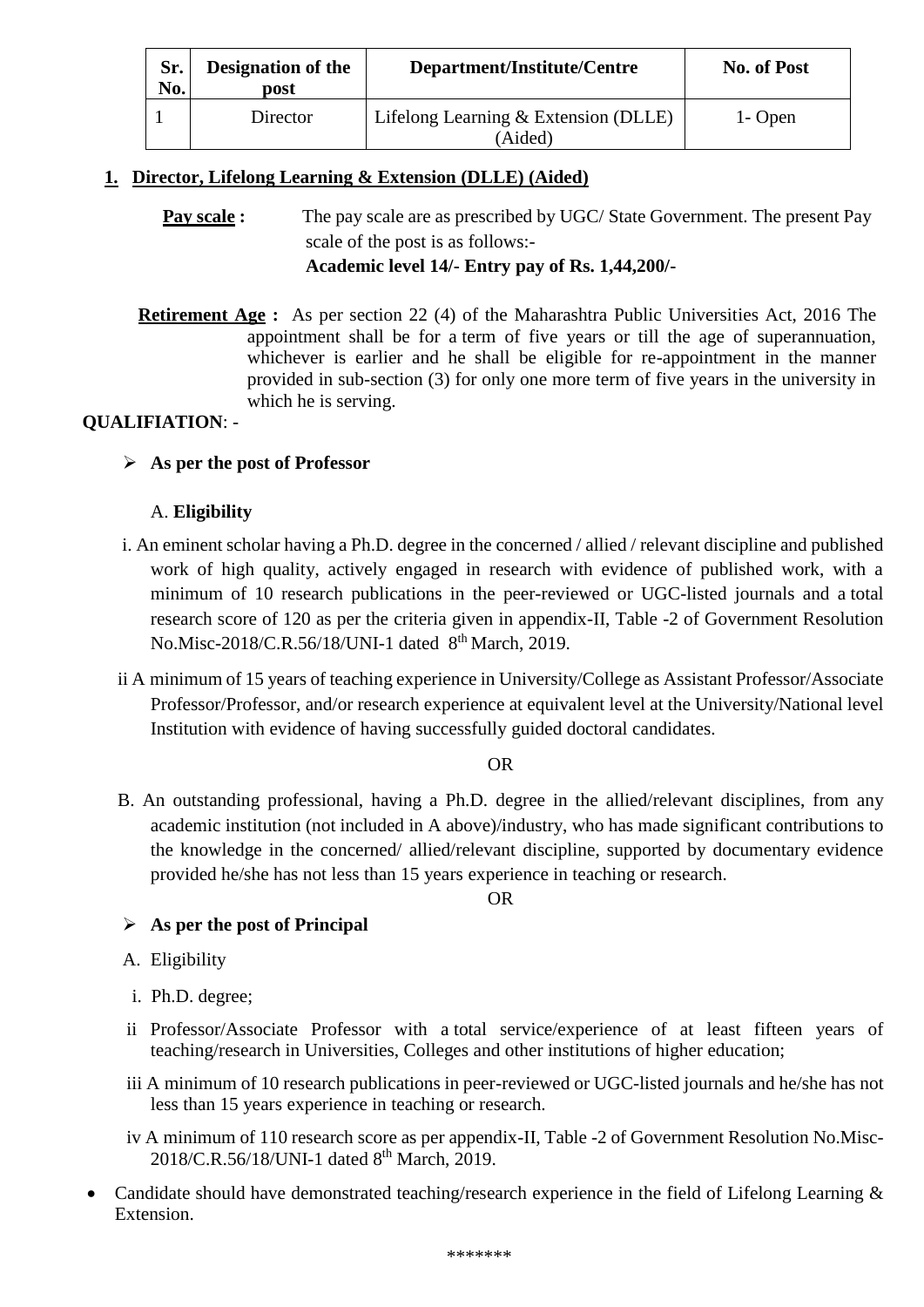| Sr. No. | Designation of the post | Department/Institute/Centre | No. of Post |
|---|---|---|---|
| 1 | Director | Lifelong Learning & Extension (DLLE) (Aided) | 1- Open |

## 1. Director, Lifelong Learning & Extension (DLLE) (Aided)

**Pay scale :** The pay scale are as prescribed by UGC/ State Government. The present Pay scale of the post is as follows:-
**Academic level 14/- Entry pay of Rs. 1,44,200/-**

**Retirement Age :** As per section 22 (4) of the Maharashtra Public Universities Act, 2016 The appointment shall be for a term of five years or till the age of superannuation, whichever is earlier and he shall be eligible for re-appointment in the manner provided in sub-section (3) for only one more term of five years in the university in which he is serving.

**QUALIFIATION**: -

- **As per the post of Professor**

A. **Eligibility**

i. An eminent scholar having a Ph.D. degree in the concerned / allied / relevant discipline and published work of high quality, actively engaged in research with evidence of published work, with a minimum of 10 research publications in the peer-reviewed or UGC-listed journals and a total research score of 120 as per the criteria given in appendix-II, Table -2 of Government Resolution No.Misc-2018/C.R.56/18/UNI-1 dated 8th March, 2019.

ii A minimum of 15 years of teaching experience in University/College as Assistant Professor/Associate Professor/Professor, and/or research experience at equivalent level at the University/National level Institution with evidence of having successfully guided doctoral candidates.

OR

B. An outstanding professional, having a Ph.D. degree in the allied/relevant disciplines, from any academic institution (not included in A above)/industry, who has made significant contributions to the knowledge in the concerned/ allied/relevant discipline, supported by documentary evidence provided he/she has not less than 15 years experience in teaching or research.

OR

- **As per the post of Principal**

A. Eligibility

i. Ph.D. degree;

ii Professor/Associate Professor with a total service/experience of at least fifteen years of teaching/research in Universities, Colleges and other institutions of higher education;

iii A minimum of 10 research publications in peer-reviewed or UGC-listed journals and he/she has not less than 15 years experience in teaching or research.

iv A minimum of 110 research score as per appendix-II, Table -2 of Government Resolution No.Misc-2018/C.R.56/18/UNI-1 dated 8th March, 2019.

- Candidate should have demonstrated teaching/research experience in the field of Lifelong Learning & Extension.

*******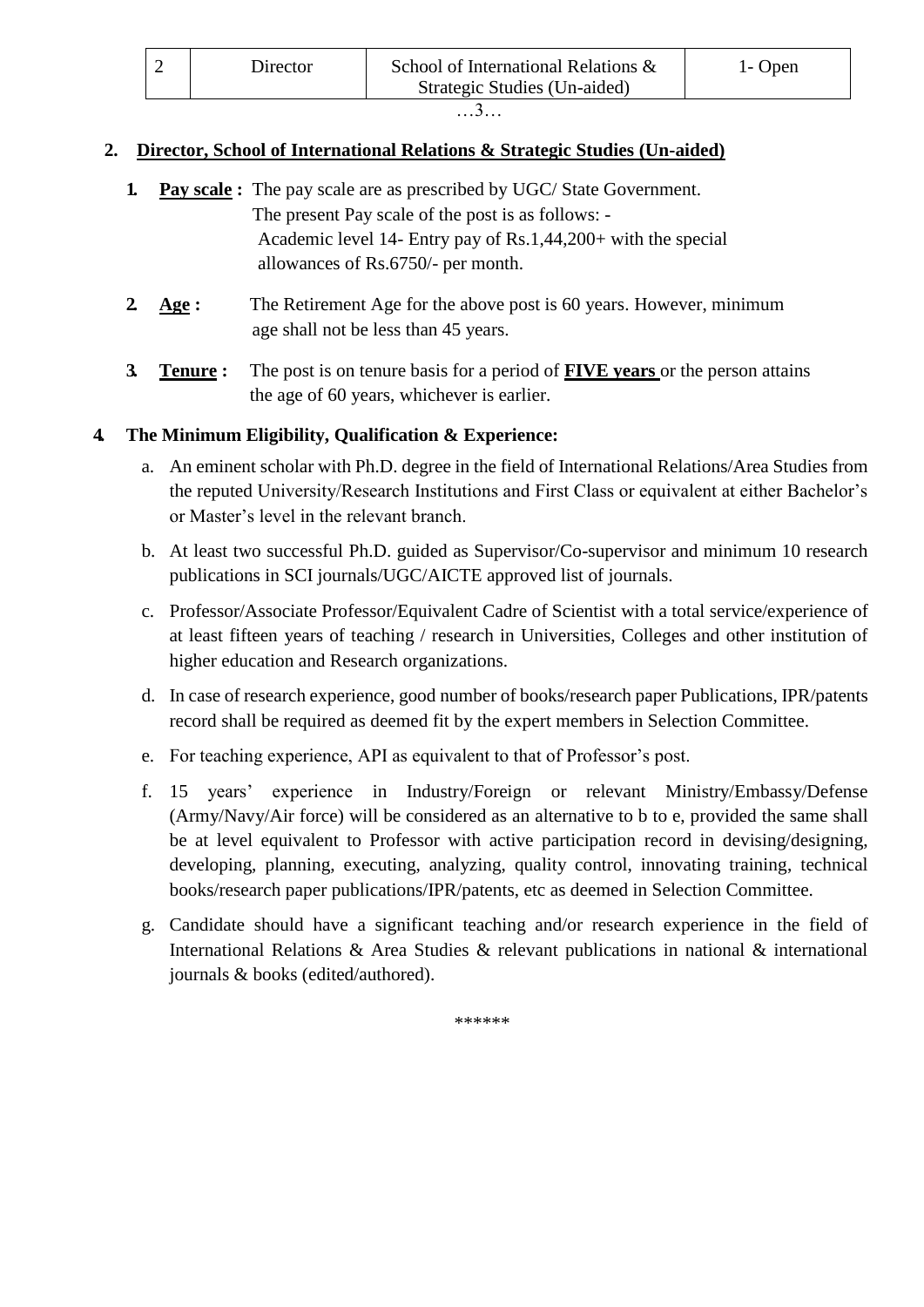| 2 | Director | School of International Relations & Strategic Studies (Un-aided) | 1- Open |
|---|---|---|---|

…3…

**2. Director, School of International Relations & Strategic Studies (Un-aided)**

1. **Pay scale :** The pay scale are as prescribed by UGC/ State Government. The present Pay scale of the post is as follows: - Academic level 14- Entry pay of Rs.1,44,200+ with the special allowances of Rs.6750/- per month.

2. **Age :** The Retirement Age for the above post is 60 years. However, minimum age shall not be less than 45 years.

3. **Tenure :** The post is on tenure basis for a period of **FIVE years** or the person attains the age of 60 years, whichever is earlier.

**4. The Minimum Eligibility, Qualification & Experience:**

a. An eminent scholar with Ph.D. degree in the field of International Relations/Area Studies from the reputed University/Research Institutions and First Class or equivalent at either Bachelor's or Master's level in the relevant branch.

b. At least two successful Ph.D. guided as Supervisor/Co-supervisor and minimum 10 research publications in SCI journals/UGC/AICTE approved list of journals.

c. Professor/Associate Professor/Equivalent Cadre of Scientist with a total service/experience of at least fifteen years of teaching / research in Universities, Colleges and other institution of higher education and Research organizations.

d. In case of research experience, good number of books/research paper Publications, IPR/patents record shall be required as deemed fit by the expert members in Selection Committee.

e. For teaching experience, API as equivalent to that of Professor's post.

f. 15 years' experience in Industry/Foreign or relevant Ministry/Embassy/Defense (Army/Navy/Air force) will be considered as an alternative to b to e, provided the same shall be at level equivalent to Professor with active participation record in devising/designing, developing, planning, executing, analyzing, quality control, innovating training, technical books/research paper publications/IPR/patents, etc as deemed in Selection Committee.

g. Candidate should have a significant teaching and/or research experience in the field of International Relations & Area Studies & relevant publications in national & international journals & books (edited/authored).

******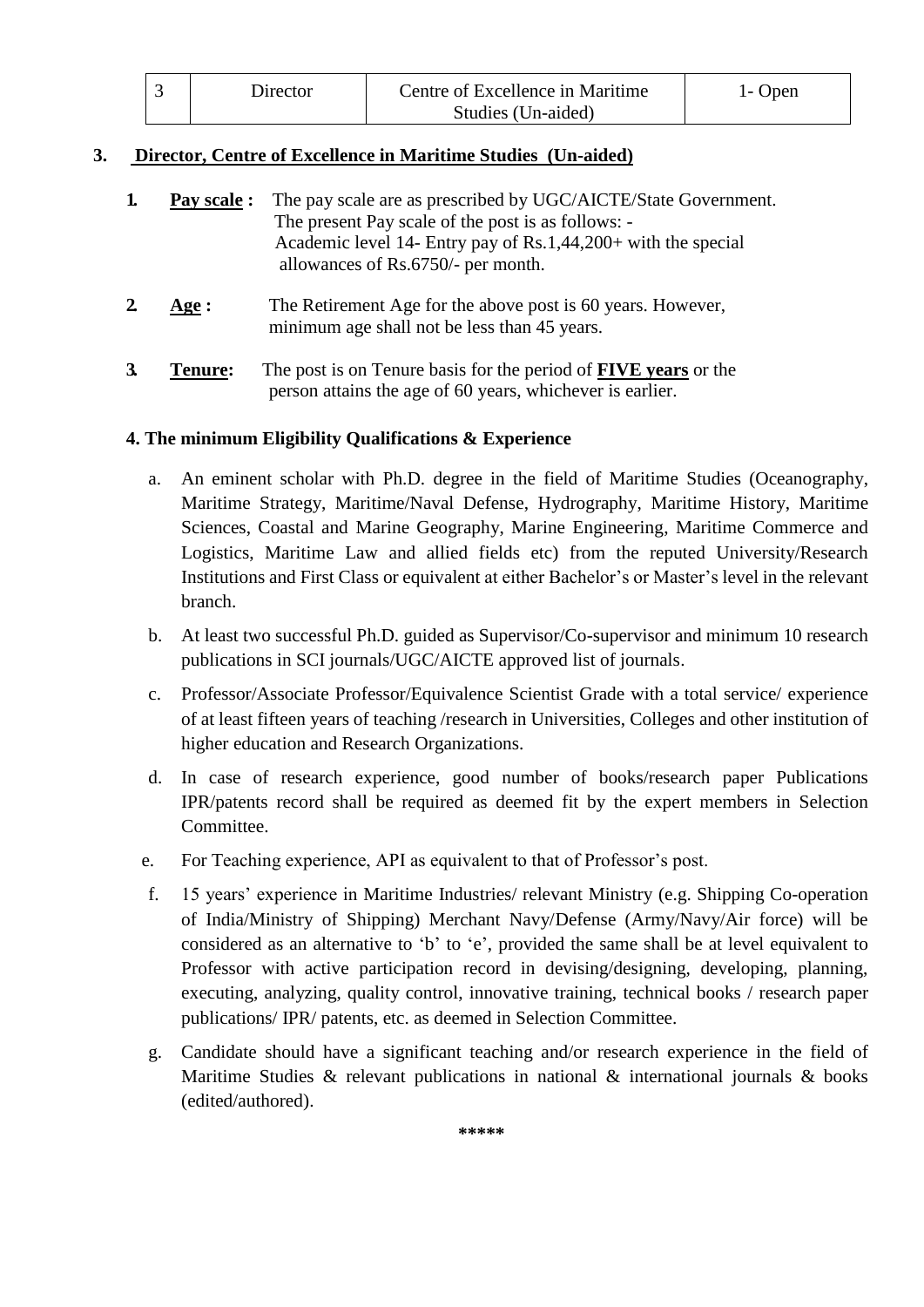| 3 | Director | Centre of Excellence in Maritime Studies (Un-aided) | 1- Open |
|---|---|---|---|

### 3. Director, Centre of Excellence in Maritime Studies (Un-aided)

1. **Pay scale :** The pay scale are as prescribed by UGC/AICTE/State Government. The present Pay scale of the post is as follows: - Academic level 14- Entry pay of Rs.1,44,200+ with the special allowances of Rs.6750/- per month.

2. **Age :** The Retirement Age for the above post is 60 years. However, minimum age shall not be less than 45 years.

3. **Tenure:** The post is on Tenure basis for the period of **FIVE years** or the person attains the age of 60 years, whichever is earlier.

**4. The minimum Eligibility Qualifications & Experience**

a. An eminent scholar with Ph.D. degree in the field of Maritime Studies (Oceanography, Maritime Strategy, Maritime/Naval Defense, Hydrography, Maritime History, Maritime Sciences, Coastal and Marine Geography, Marine Engineering, Maritime Commerce and Logistics, Maritime Law and allied fields etc) from the reputed University/Research Institutions and First Class or equivalent at either Bachelor's or Master's level in the relevant branch.

b. At least two successful Ph.D. guided as Supervisor/Co-supervisor and minimum 10 research publications in SCI journals/UGC/AICTE approved list of journals.

c. Professor/Associate Professor/Equivalence Scientist Grade with a total service/ experience of at least fifteen years of teaching /research in Universities, Colleges and other institution of higher education and Research Organizations.

d. In case of research experience, good number of books/research paper Publications IPR/patents record shall be required as deemed fit by the expert members in Selection Committee.

e. For Teaching experience, API as equivalent to that of Professor's post.

f. 15 years' experience in Maritime Industries/ relevant Ministry (e.g. Shipping Co-operation of India/Ministry of Shipping) Merchant Navy/Defense (Army/Navy/Air force) will be considered as an alternative to 'b' to 'e', provided the same shall be at level equivalent to Professor with active participation record in devising/designing, developing, planning, executing, analyzing, quality control, innovative training, technical books / research paper publications/ IPR/ patents, etc. as deemed in Selection Committee.

g. Candidate should have a significant teaching and/or research experience in the field of Maritime Studies & relevant publications in national & international journals & books (edited/authored).

*****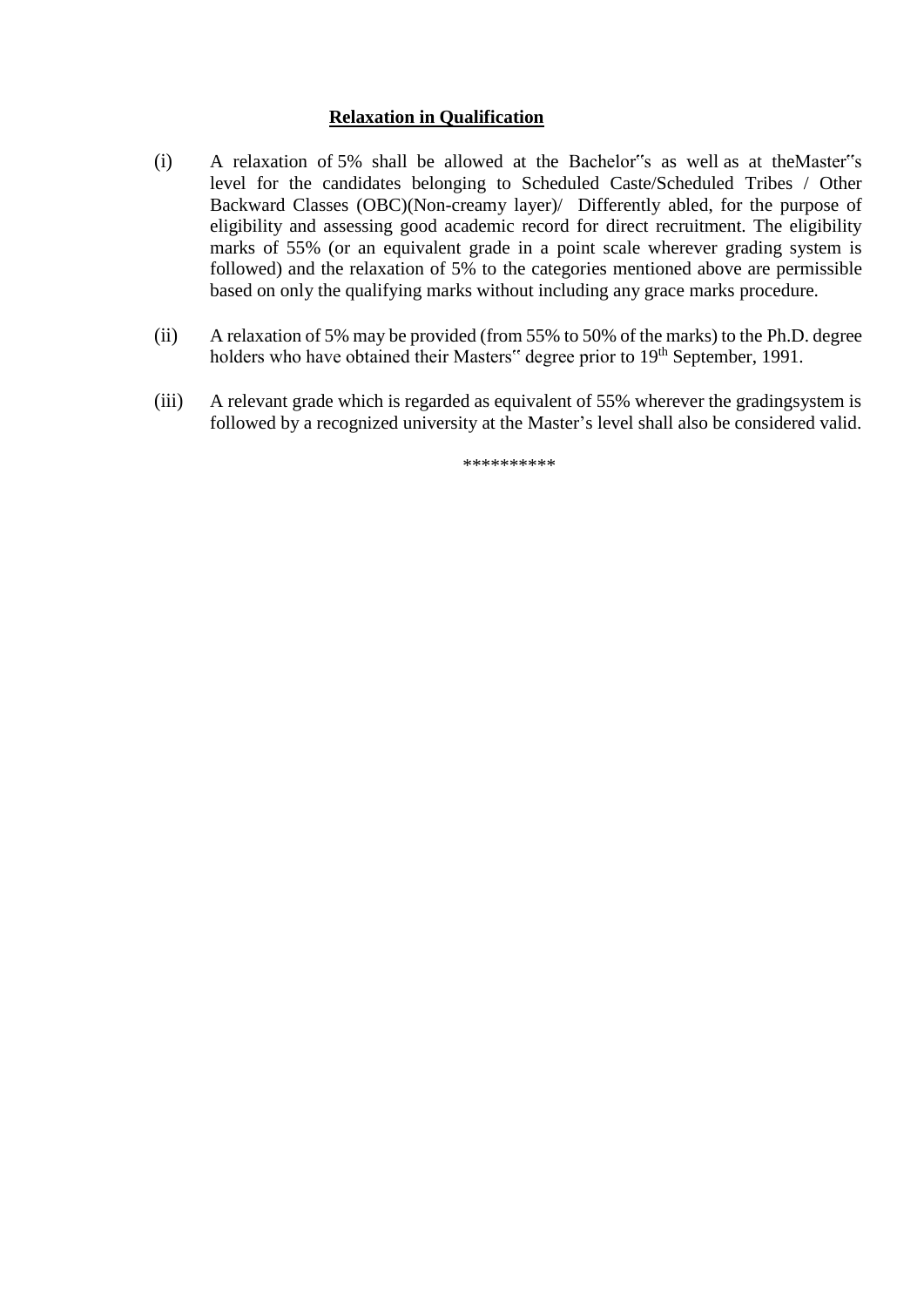**Relaxation in Qualification**

(i) A relaxation of 5% shall be allowed at the Bachelor"s as well as at theMaster"s level for the candidates belonging to Scheduled Caste/Scheduled Tribes / Other Backward Classes (OBC)(Non-creamy layer)/ Differently abled, for the purpose of eligibility and assessing good academic record for direct recruitment. The eligibility marks of 55% (or an equivalent grade in a point scale wherever grading system is followed) and the relaxation of 5% to the categories mentioned above are permissible based on only the qualifying marks without including any grace marks procedure.

(ii) A relaxation of 5% may be provided (from 55% to 50% of the marks) to the Ph.D. degree holders who have obtained their Masters" degree prior to 19th September, 1991.

(iii) A relevant grade which is regarded as equivalent of 55% wherever the gradingsystem is followed by a recognized university at the Master's level shall also be considered valid.

**********